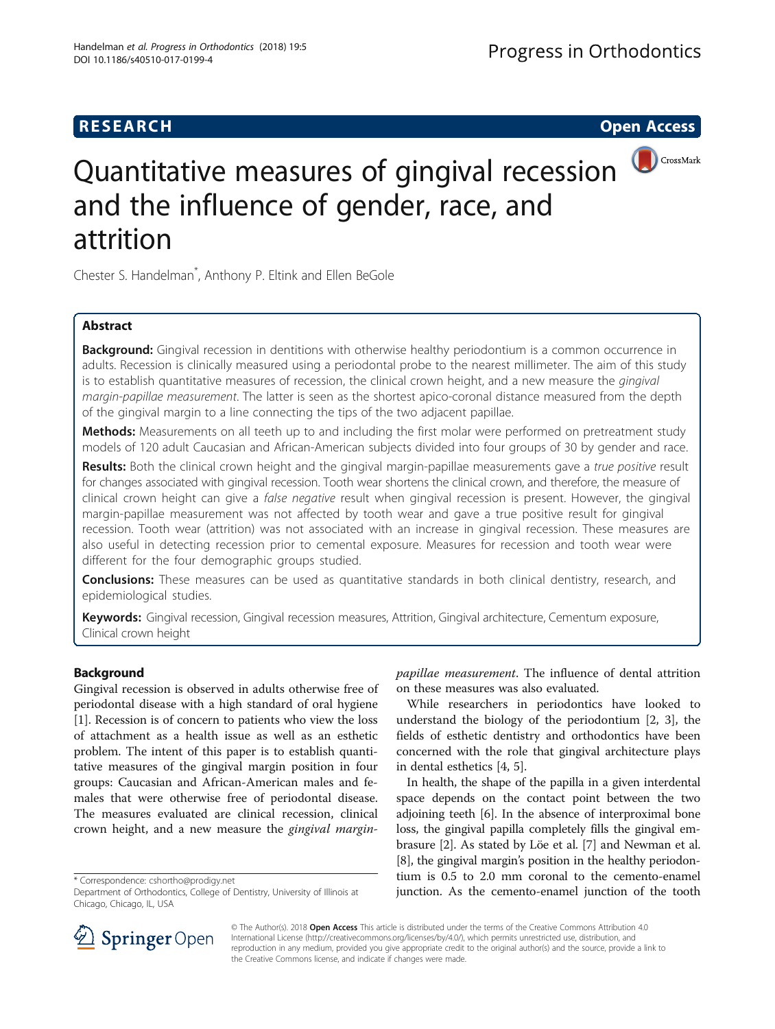**RESEARCH** **Open Access**

# Quantitative measures of gingival recession and the influence of gender, race, and attrition

Chester S. Handelman*, Anthony P. Eltink and Ellen BeGole

## Abstract

**Background:** Gingival recession in dentitions with otherwise healthy periodontium is a common occurrence in adults. Recession is clinically measured using a periodontal probe to the nearest millimeter. The aim of this study is to establish quantitative measures of recession, the clinical crown height, and a new measure the *gingival margin-papillae measurement*. The latter is seen as the shortest apico-coronal distance measured from the depth of the gingival margin to a line connecting the tips of the two adjacent papillae.

**Methods:** Measurements on all teeth up to and including the first molar were performed on pretreatment study models of 120 adult Caucasian and African-American subjects divided into four groups of 30 by gender and race.

**Results:** Both the clinical crown height and the gingival margin-papillae measurements gave a *true positive* result for changes associated with gingival recession. Tooth wear shortens the clinical crown, and therefore, the measure of clinical crown height can give a *false negative* result when gingival recession is present. However, the gingival margin-papillae measurement was not affected by tooth wear and gave a true positive result for gingival recession. Tooth wear (attrition) was not associated with an increase in gingival recession. These measures are also useful in detecting recession prior to cemental exposure. Measures for recession and tooth wear were different for the four demographic groups studied.

**Conclusions:** These measures can be used as quantitative standards in both clinical dentistry, research, and epidemiological studies.

**Keywords:** Gingival recession, Gingival recession measures, Attrition, Gingival architecture, Cementum exposure, Clinical crown height

## Background

Gingival recession is observed in adults otherwise free of periodontal disease with a high standard of oral hygiene [1]. Recession is of concern to patients who view the loss of attachment as a health issue as well as an esthetic problem. The intent of this paper is to establish quantitative measures of the gingival margin position in four groups: Caucasian and African-American males and females that were otherwise free of periodontal disease. The measures evaluated are clinical recession, clinical crown height, and a new measure the *gingival margin-papillae measurement*. The influence of dental attrition on these measures was also evaluated.

While researchers in periodontics have looked to understand the biology of the periodontium [2, 3], the fields of esthetic dentistry and orthodontics have been concerned with the role that gingival architecture plays in dental esthetics [4, 5].

In health, the shape of the papilla in a given interdental space depends on the contact point between the two adjoining teeth [6]. In the absence of interproximal bone loss, the gingival papilla completely fills the gingival embrasure [2]. As stated by Löe et al. [7] and Newman et al. [8], the gingival margin's position in the healthy periodontium is 0.5 to 2.0 mm coronal to the cemento-enamel junction. As the cemento-enamel junction of the tooth

\* Correspondence: cshortho@prodigy.net
Department of Orthodontics, College of Dentistry, University of Illinois at Chicago, Chicago, IL, USA

© The Author(s). 2018 **Open Access** This article is distributed under the terms of the Creative Commons Attribution 4.0 International License (http://creativecommons.org/licenses/by/4.0/), which permits unrestricted use, distribution, and reproduction in any medium, provided you give appropriate credit to the original author(s) and the source, provide a link to the Creative Commons license, and indicate if changes were made.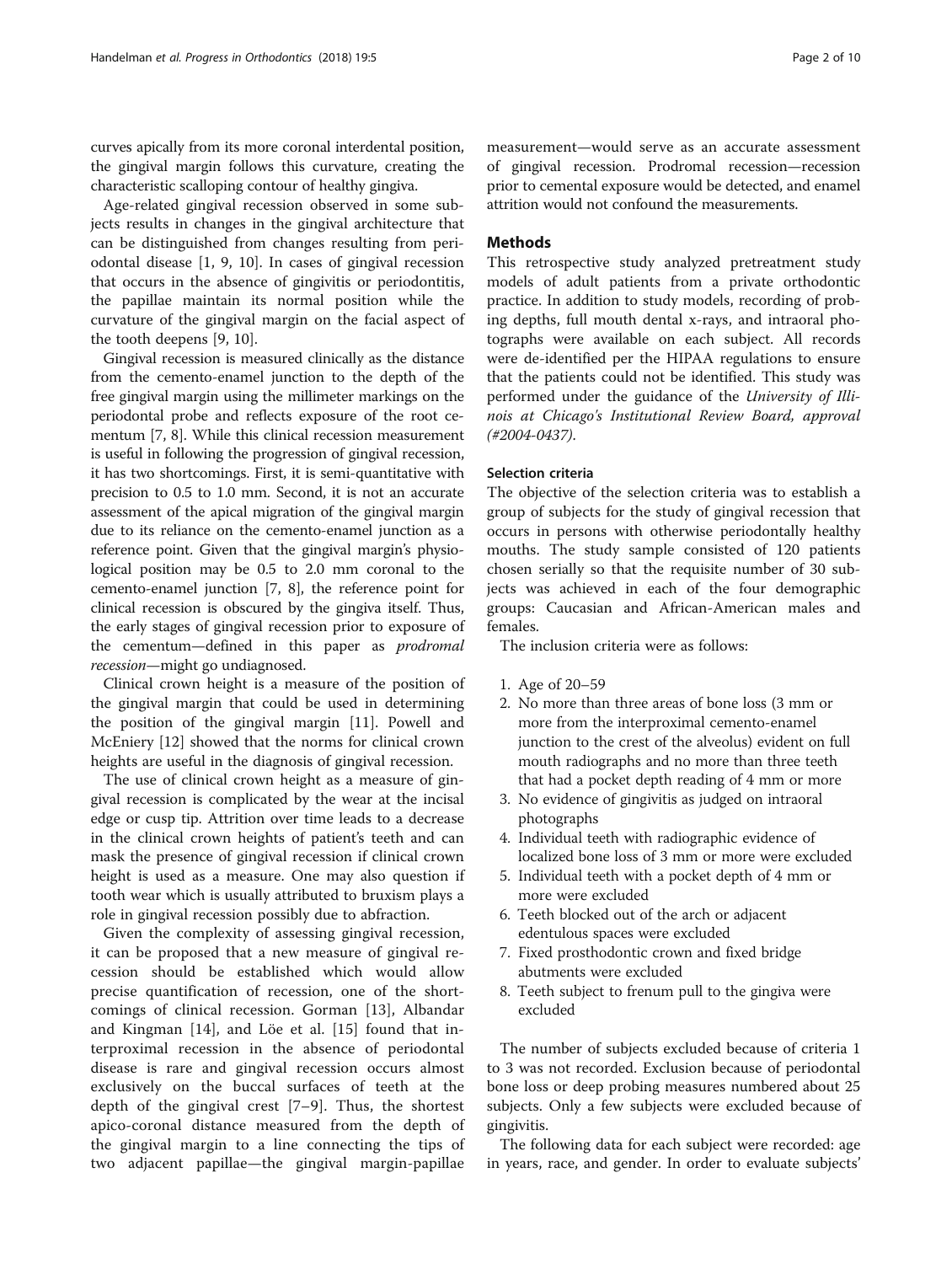curves apically from its more coronal interdental position, the gingival margin follows this curvature, creating the characteristic scalloping contour of healthy gingiva.

Age-related gingival recession observed in some subjects results in changes in the gingival architecture that can be distinguished from changes resulting from periodontal disease [1, 9, 10]. In cases of gingival recession that occurs in the absence of gingivitis or periodontitis, the papillae maintain its normal position while the curvature of the gingival margin on the facial aspect of the tooth deepens [9, 10].

Gingival recession is measured clinically as the distance from the cemento-enamel junction to the depth of the free gingival margin using the millimeter markings on the periodontal probe and reflects exposure of the root cementum [7, 8]. While this clinical recession measurement is useful in following the progression of gingival recession, it has two shortcomings. First, it is semi-quantitative with precision to 0.5 to 1.0 mm. Second, it is not an accurate assessment of the apical migration of the gingival margin due to its reliance on the cemento-enamel junction as a reference point. Given that the gingival margin's physiological position may be 0.5 to 2.0 mm coronal to the cemento-enamel junction [7, 8], the reference point for clinical recession is obscured by the gingiva itself. Thus, the early stages of gingival recession prior to exposure of the cementum—defined in this paper as *prodromal recession*—might go undiagnosed.

Clinical crown height is a measure of the position of the gingival margin that could be used in determining the position of the gingival margin [11]. Powell and McEniery [12] showed that the norms for clinical crown heights are useful in the diagnosis of gingival recession.

The use of clinical crown height as a measure of gingival recession is complicated by the wear at the incisal edge or cusp tip. Attrition over time leads to a decrease in the clinical crown heights of patient's teeth and can mask the presence of gingival recession if clinical crown height is used as a measure. One may also question if tooth wear which is usually attributed to bruxism plays a role in gingival recession possibly due to abfraction.

Given the complexity of assessing gingival recession, it can be proposed that a new measure of gingival recession should be established which would allow precise quantification of recession, one of the shortcomings of clinical recession. Gorman [13], Albandar and Kingman [14], and Löe et al. [15] found that interproximal recession in the absence of periodontal disease is rare and gingival recession occurs almost exclusively on the buccal surfaces of teeth at the depth of the gingival crest [7–9]. Thus, the shortest apico-coronal distance measured from the depth of the gingival margin to a line connecting the tips of two adjacent papillae—the gingival margin-papillae measurement—would serve as an accurate assessment of gingival recession. Prodromal recession—recession prior to cemental exposure would be detected, and enamel attrition would not confound the measurements.

## Methods

This retrospective study analyzed pretreatment study models of adult patients from a private orthodontic practice. In addition to study models, recording of probing depths, full mouth dental x-rays, and intraoral photographs were available on each subject. All records were de-identified per the HIPAA regulations to ensure that the patients could not be identified. This study was performed under the guidance of the *University of Illinois at Chicago's Institutional Review Board, approval (#2004-0437)*.

### Selection criteria

The objective of the selection criteria was to establish a group of subjects for the study of gingival recession that occurs in persons with otherwise periodontally healthy mouths. The study sample consisted of 120 patients chosen serially so that the requisite number of 30 subjects was achieved in each of the four demographic groups: Caucasian and African-American males and females.

The inclusion criteria were as follows:

1. Age of 20–59
2. No more than three areas of bone loss (3 mm or more from the interproximal cemento-enamel junction to the crest of the alveolus) evident on full mouth radiographs and no more than three teeth that had a pocket depth reading of 4 mm or more
3. No evidence of gingivitis as judged on intraoral photographs
4. Individual teeth with radiographic evidence of localized bone loss of 3 mm or more were excluded
5. Individual teeth with a pocket depth of 4 mm or more were excluded
6. Teeth blocked out of the arch or adjacent edentulous spaces were excluded
7. Fixed prosthodontic crown and fixed bridge abutments were excluded
8. Teeth subject to frenum pull to the gingiva were excluded

The number of subjects excluded because of criteria 1 to 3 was not recorded. Exclusion because of periodontal bone loss or deep probing measures numbered about 25 subjects. Only a few subjects were excluded because of gingivitis.

The following data for each subject were recorded: age in years, race, and gender. In order to evaluate subjects'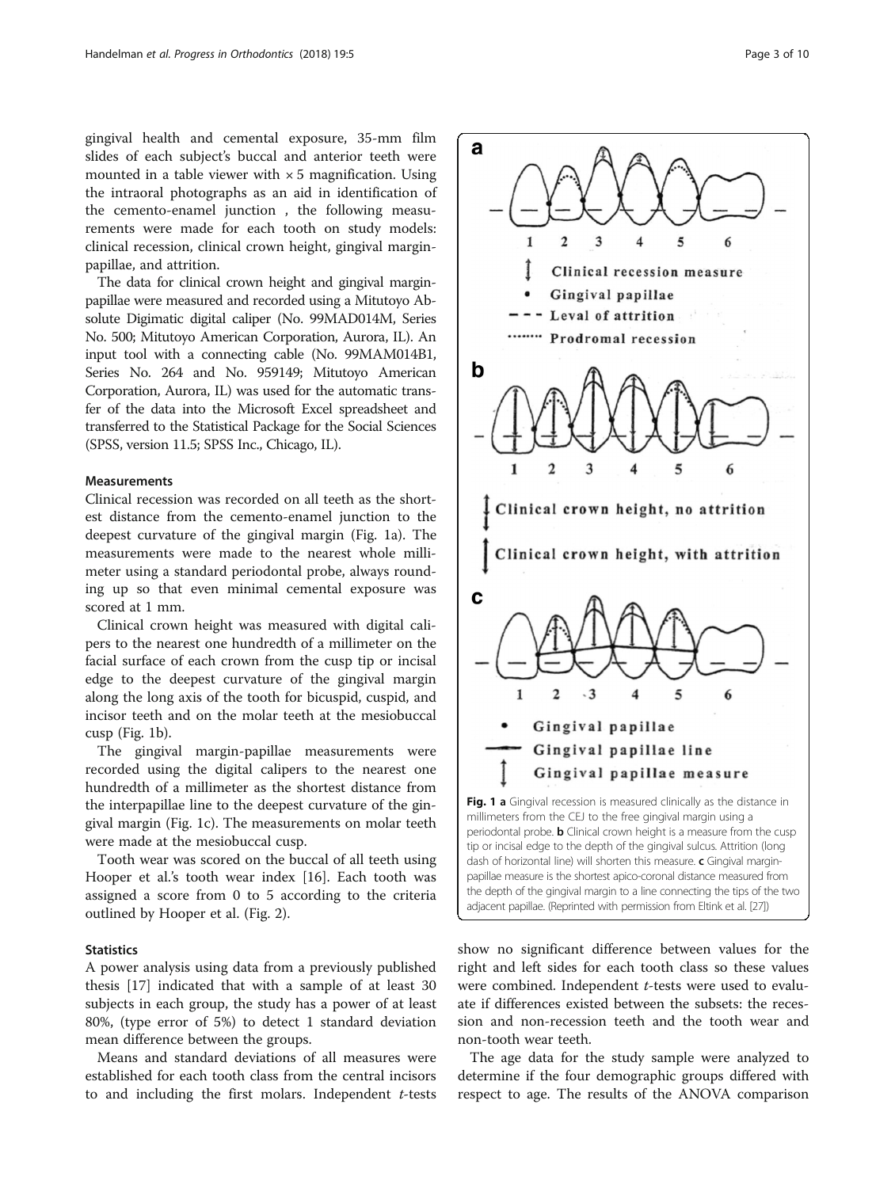gingival health and cemental exposure, 35-mm film slides of each subject's buccal and anterior teeth were mounted in a table viewer with × 5 magnification. Using the intraoral photographs as an aid in identification of the cemento-enamel junction , the following measurements were made for each tooth on study models: clinical recession, clinical crown height, gingival margin-papillae, and attrition.

The data for clinical crown height and gingival margin-papillae were measured and recorded using a Mitutoyo Absolute Digimatic digital caliper (No. 99MAD014M, Series No. 500; Mitutoyo American Corporation, Aurora, IL). An input tool with a connecting cable (No. 99MAM014B1, Series No. 264 and No. 959149; Mitutoyo American Corporation, Aurora, IL) was used for the automatic transfer of the data into the Microsoft Excel spreadsheet and transferred to the Statistical Package for the Social Sciences (SPSS, version 11.5; SPSS Inc., Chicago, IL).

### Measurements

Clinical recession was recorded on all teeth as the shortest distance from the cemento-enamel junction to the deepest curvature of the gingival margin (Fig. 1a). The measurements were made to the nearest whole millimeter using a standard periodontal probe, always rounding up so that even minimal cemental exposure was scored at 1 mm.

Clinical crown height was measured with digital calipers to the nearest one hundredth of a millimeter on the facial surface of each crown from the cusp tip or incisal edge to the deepest curvature of the gingival margin along the long axis of the tooth for bicuspid, cuspid, and incisor teeth and on the molar teeth at the mesiobuccal cusp (Fig. 1b).

The gingival margin-papillae measurements were recorded using the digital calipers to the nearest one hundredth of a millimeter as the shortest distance from the interpapillae line to the deepest curvature of the gingival margin (Fig. 1c). The measurements on molar teeth were made at the mesiobuccal cusp.

Tooth wear was scored on the buccal of all teeth using Hooper et al.'s tooth wear index [16]. Each tooth was assigned a score from 0 to 5 according to the criteria outlined by Hooper et al. (Fig. 2).

### Statistics

A power analysis using data from a previously published thesis [17] indicated that with a sample of at least 30 subjects in each group, the study has a power of at least 80%, (type error of 5%) to detect 1 standard deviation mean difference between the groups.

Means and standard deviations of all measures were established for each tooth class from the central incisors to and including the first molars. Independent *t*-tests show no significant difference between values for the right and left sides for each tooth class so these values were combined. Independent *t*-tests were used to evaluate if differences existed between the subsets: the recession and non-recession teeth and the tooth wear and non-tooth wear teeth.

The age data for the study sample were analyzed to determine if the four demographic groups differed with respect to age. The results of the ANOVA comparison

**Fig. 1** **a** Gingival recession is measured clinically as the distance in millimeters from the CEJ to the free gingival margin using a periodontal probe. **b** Clinical crown height is a measure from the cusp tip or incisal edge to the depth of the gingival sulcus. Attrition (long dash of horizontal line) will shorten this measure. **c** Gingival margin-papillae measure is the shortest apico-coronal distance measured from the depth of the gingival margin to a line connecting the tips of the two adjacent papillae. (Reprinted with permission from Eltink et al. [27])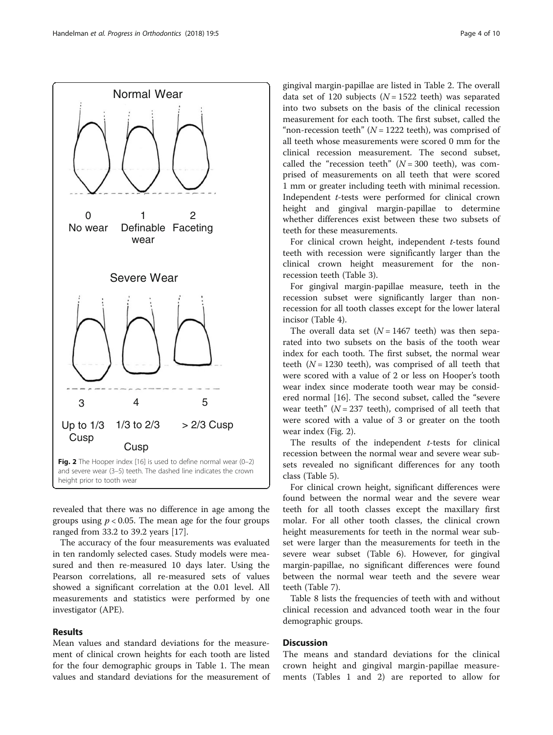Normal Wear

0 No wear | 1 Definable wear | 2 Faceting

Severe Wear

3 Up to 1/3 Cusp | 4 1/3 to 2/3 Cusp | 5 > 2/3 Cusp

**Fig. 2** The Hooper index [16] is used to define normal wear (0–2) and severe wear (3–5) teeth. The dashed line indicates the crown height prior to tooth wear

revealed that there was no difference in age among the groups using $p < 0.05$. The mean age for the four groups ranged from 33.2 to 39.2 years [17].

The accuracy of the four measurements was evaluated in ten randomly selected cases. Study models were measured and then re-measured 10 days later. Using the Pearson correlations, all re-measured sets of values showed a significant correlation at the 0.01 level. All measurements and statistics were performed by one investigator (APE).

## Results

Mean values and standard deviations for the measurement of clinical crown heights for each tooth are listed for the four demographic groups in Table 1. The mean values and standard deviations for the measurement of gingival margin-papillae are listed in Table 2. The overall data set of 120 subjects ($N = 1522$ teeth) was separated into two subsets on the basis of the clinical recession measurement for each tooth. The first subset, called the "non-recession teeth" ($N = 1222$ teeth), was comprised of all teeth whose measurements were scored 0 mm for the clinical recession measurement. The second subset, called the "recession teeth" ($N = 300$ teeth), was comprised of measurements on all teeth that were scored 1 mm or greater including teeth with minimal recession. Independent *t*-tests were performed for clinical crown height and gingival margin-papillae to determine whether differences exist between these two subsets of teeth for these measurements.

For clinical crown height, independent *t*-tests found teeth with recession were significantly larger than the clinical crown height measurement for the non-recession teeth (Table 3).

For gingival margin-papillae measure, teeth in the recession subset were significantly larger than non-recession for all tooth classes except for the lower lateral incisor (Table 4).

The overall data set ($N = 1467$ teeth) was then separated into two subsets on the basis of the tooth wear index for each tooth. The first subset, the normal wear teeth ($N = 1230$ teeth), was comprised of all teeth that were scored with a value of 2 or less on Hooper's tooth wear index since moderate tooth wear may be considered normal [16]. The second subset, called the "severe wear teeth" ($N = 237$ teeth), comprised of all teeth that were scored with a value of 3 or greater on the tooth wear index (Fig. 2).

The results of the independent *t*-tests for clinical recession between the normal wear and severe wear subsets revealed no significant differences for any tooth class (Table 5).

For clinical crown height, significant differences were found between the normal wear and the severe wear teeth for all tooth classes except the maxillary first molar. For all other tooth classes, the clinical crown height measurements for teeth in the normal wear subset were larger than the measurements for teeth in the severe wear subset (Table 6). However, for gingival margin-papillae, no significant differences were found between the normal wear teeth and the severe wear teeth (Table 7).

Table 8 lists the frequencies of teeth with and without clinical recession and advanced tooth wear in the four demographic groups.

## Discussion

The means and standard deviations for the clinical crown height and gingival margin-papillae measurements (Tables 1 and 2) are reported to allow for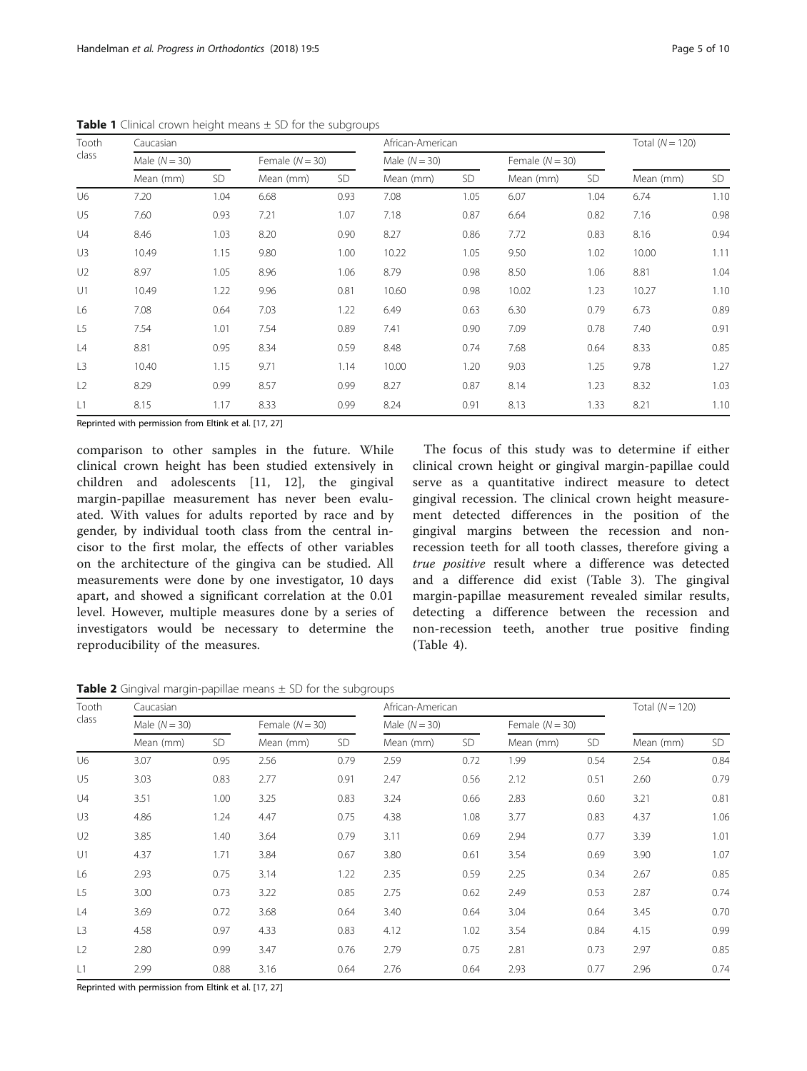**Table 1** Clinical crown height means ± SD for the subgroups

| Tooth class | Caucasian | | | | African-American | | | | Total (N = 120) | |
|---|---|---|---|---|---|---|---|---|---|---|
| | Male (N = 30) | | Female (N = 30) | | Male (N = 30) | | Female (N = 30) | | | |
| | Mean (mm) | SD | Mean (mm) | SD | Mean (mm) | SD | Mean (mm) | SD | Mean (mm) | SD |
| U6 | 7.20 | 1.04 | 6.68 | 0.93 | 7.08 | 1.05 | 6.07 | 1.04 | 6.74 | 1.10 |
| U5 | 7.60 | 0.93 | 7.21 | 1.07 | 7.18 | 0.87 | 6.64 | 0.82 | 7.16 | 0.98 |
| U4 | 8.46 | 1.03 | 8.20 | 0.90 | 8.27 | 0.86 | 7.72 | 0.83 | 8.16 | 0.94 |
| U3 | 10.49 | 1.15 | 9.80 | 1.00 | 10.22 | 1.05 | 9.50 | 1.02 | 10.00 | 1.11 |
| U2 | 8.97 | 1.05 | 8.96 | 1.06 | 8.79 | 0.98 | 8.50 | 1.06 | 8.81 | 1.04 |
| U1 | 10.49 | 1.22 | 9.96 | 0.81 | 10.60 | 0.98 | 10.02 | 1.23 | 10.27 | 1.10 |
| L6 | 7.08 | 0.64 | 7.03 | 1.22 | 6.49 | 0.63 | 6.30 | 0.79 | 6.73 | 0.89 |
| L5 | 7.54 | 1.01 | 7.54 | 0.89 | 7.41 | 0.90 | 7.09 | 0.78 | 7.40 | 0.91 |
| L4 | 8.81 | 0.95 | 8.34 | 0.59 | 8.48 | 0.74 | 7.68 | 0.64 | 8.33 | 0.85 |
| L3 | 10.40 | 1.15 | 9.71 | 1.14 | 10.00 | 1.20 | 9.03 | 1.25 | 9.78 | 1.27 |
| L2 | 8.29 | 0.99 | 8.57 | 0.99 | 8.27 | 0.87 | 8.14 | 1.23 | 8.32 | 1.03 |
| L1 | 8.15 | 1.17 | 8.33 | 0.99 | 8.24 | 0.91 | 8.13 | 1.33 | 8.21 | 1.10 |

Reprinted with permission from Eltink et al. [17, 27]

comparison to other samples in the future. While clinical crown height has been studied extensively in children and adolescents [11, 12], the gingival margin-papillae measurement has never been evaluated. With values for adults reported by race and by gender, by individual tooth class from the central incisor to the first molar, the effects of other variables on the architecture of the gingiva can be studied. All measurements were done by one investigator, 10 days apart, and showed a significant correlation at the 0.01 level. However, multiple measures done by a series of investigators would be necessary to determine the reproducibility of the measures.

The focus of this study was to determine if either clinical crown height or gingival margin-papillae could serve as a quantitative indirect measure to detect gingival recession. The clinical crown height measurement detected differences in the position of the gingival margins between the recession and non-recession teeth for all tooth classes, therefore giving a *true positive* result where a difference was detected and a difference did exist (Table 3). The gingival margin-papillae measurement revealed similar results, detecting a difference between the recession and non-recession teeth, another true positive finding (Table 4).

**Table 2** Gingival margin-papillae means ± SD for the subgroups

| Tooth class | Caucasian | | | | African-American | | | | Total (N = 120) | |
|---|---|---|---|---|---|---|---|---|---|---|
| | Male (N = 30) | | Female (N = 30) | | Male (N = 30) | | Female (N = 30) | | | |
| | Mean (mm) | SD | Mean (mm) | SD | Mean (mm) | SD | Mean (mm) | SD | Mean (mm) | SD |
| U6 | 3.07 | 0.95 | 2.56 | 0.79 | 2.59 | 0.72 | 1.99 | 0.54 | 2.54 | 0.84 |
| U5 | 3.03 | 0.83 | 2.77 | 0.91 | 2.47 | 0.56 | 2.12 | 0.51 | 2.60 | 0.79 |
| U4 | 3.51 | 1.00 | 3.25 | 0.83 | 3.24 | 0.66 | 2.83 | 0.60 | 3.21 | 0.81 |
| U3 | 4.86 | 1.24 | 4.47 | 0.75 | 4.38 | 1.08 | 3.77 | 0.83 | 4.37 | 1.06 |
| U2 | 3.85 | 1.40 | 3.64 | 0.79 | 3.11 | 0.69 | 2.94 | 0.77 | 3.39 | 1.01 |
| U1 | 4.37 | 1.71 | 3.84 | 0.67 | 3.80 | 0.61 | 3.54 | 0.69 | 3.90 | 1.07 |
| L6 | 2.93 | 0.75 | 3.14 | 1.22 | 2.35 | 0.59 | 2.25 | 0.34 | 2.67 | 0.85 |
| L5 | 3.00 | 0.73 | 3.22 | 0.85 | 2.75 | 0.62 | 2.49 | 0.53 | 2.87 | 0.74 |
| L4 | 3.69 | 0.72 | 3.68 | 0.64 | 3.40 | 0.64 | 3.04 | 0.64 | 3.45 | 0.70 |
| L3 | 4.58 | 0.97 | 4.33 | 0.83 | 4.12 | 1.02 | 3.54 | 0.84 | 4.15 | 0.99 |
| L2 | 2.80 | 0.99 | 3.47 | 0.76 | 2.79 | 0.75 | 2.81 | 0.73 | 2.97 | 0.85 |
| L1 | 2.99 | 0.88 | 3.16 | 0.64 | 2.76 | 0.64 | 2.93 | 0.77 | 2.96 | 0.74 |

Reprinted with permission from Eltink et al. [17, 27]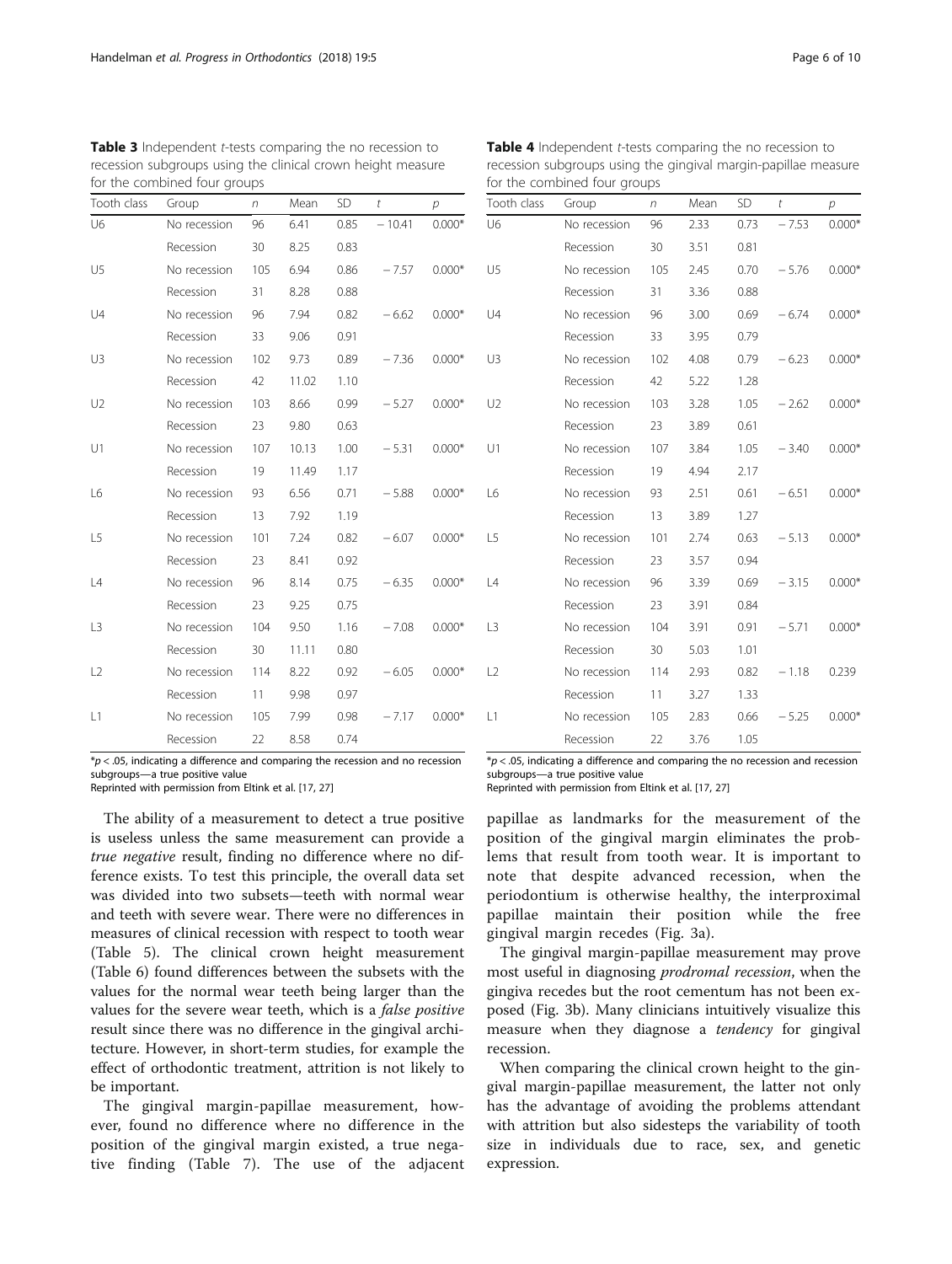**Table 3** Independent *t*-tests comparing the no recession to recession subgroups using the clinical crown height measure for the combined four groups

| Tooth class | Group | *n* | Mean | SD | *t* | *p* |
|---|---|---|---|---|---|---|
| U6 | No recession | 96 | 6.41 | 0.85 | − 10.41 | 0.000* |
| | Recession | 30 | 8.25 | 0.83 | | |
| U5 | No recession | 105 | 6.94 | 0.86 | − 7.57 | 0.000* |
| | Recession | 31 | 8.28 | 0.88 | | |
| U4 | No recession | 96 | 7.94 | 0.82 | − 6.62 | 0.000* |
| | Recession | 33 | 9.06 | 0.91 | | |
| U3 | No recession | 102 | 9.73 | 0.89 | − 7.36 | 0.000* |
| | Recession | 42 | 11.02 | 1.10 | | |
| U2 | No recession | 103 | 8.66 | 0.99 | − 5.27 | 0.000* |
| | Recession | 23 | 9.80 | 0.63 | | |
| U1 | No recession | 107 | 10.13 | 1.00 | − 5.31 | 0.000* |
| | Recession | 19 | 11.49 | 1.17 | | |
| L6 | No recession | 93 | 6.56 | 0.71 | − 5.88 | 0.000* |
| | Recession | 13 | 7.92 | 1.19 | | |
| L5 | No recession | 101 | 7.24 | 0.82 | − 6.07 | 0.000* |
| | Recession | 23 | 8.41 | 0.92 | | |
| L4 | No recession | 96 | 8.14 | 0.75 | − 6.35 | 0.000* |
| | Recession | 23 | 9.25 | 0.75 | | |
| L3 | No recession | 104 | 9.50 | 1.16 | − 7.08 | 0.000* |
| | Recession | 30 | 11.11 | 0.80 | | |
| L2 | No recession | 114 | 8.22 | 0.92 | − 6.05 | 0.000* |
| | Recession | 11 | 9.98 | 0.97 | | |
| L1 | No recession | 105 | 7.99 | 0.98 | − 7.17 | 0.000* |
| | Recession | 22 | 8.58 | 0.74 | | |

*$p < .05$, indicating a difference and comparing the recession and no recession subgroups—a true positive value
Reprinted with permission from Eltink et al. [17, 27]

**Table 4** Independent *t*-tests comparing the no recession to recession subgroups using the gingival margin-papillae measure for the combined four groups

| Tooth class | Group | *n* | Mean | SD | *t* | *p* |
|---|---|---|---|---|---|---|
| U6 | No recession | 96 | 2.33 | 0.73 | − 7.53 | 0.000* |
| | Recession | 30 | 3.51 | 0.81 | | |
| U5 | No recession | 105 | 2.45 | 0.70 | − 5.76 | 0.000* |
| | Recession | 31 | 3.36 | 0.88 | | |
| U4 | No recession | 96 | 3.00 | 0.69 | − 6.74 | 0.000* |
| | Recession | 33 | 3.95 | 0.79 | | |
| U3 | No recession | 102 | 4.08 | 0.79 | − 6.23 | 0.000* |
| | Recession | 42 | 5.22 | 1.28 | | |
| U2 | No recession | 103 | 3.28 | 1.05 | − 2.62 | 0.000* |
| | Recession | 23 | 3.89 | 0.61 | | |
| U1 | No recession | 107 | 3.84 | 1.05 | − 3.40 | 0.000* |
| | Recession | 19 | 4.94 | 2.17 | | |
| L6 | No recession | 93 | 2.51 | 0.61 | − 6.51 | 0.000* |
| | Recession | 13 | 3.89 | 1.27 | | |
| L5 | No recession | 101 | 2.74 | 0.63 | − 5.13 | 0.000* |
| | Recession | 23 | 3.57 | 0.94 | | |
| L4 | No recession | 96 | 3.39 | 0.69 | − 3.15 | 0.000* |
| | Recession | 23 | 3.91 | 0.84 | | |
| L3 | No recession | 104 | 3.91 | 0.91 | − 5.71 | 0.000* |
| | Recession | 30 | 5.03 | 1.01 | | |
| L2 | No recession | 114 | 2.93 | 0.82 | − 1.18 | 0.239 |
| | Recession | 11 | 3.27 | 1.33 | | |
| L1 | No recession | 105 | 2.83 | 0.66 | − 5.25 | 0.000* |
| | Recession | 22 | 3.76 | 1.05 | | |

*$p < .05$, indicating a difference and comparing the no recession and recession subgroups—a true positive value
Reprinted with permission from Eltink et al. [17, 27]

The ability of a measurement to detect a true positive is useless unless the same measurement can provide a *true negative* result, finding no difference where no difference exists. To test this principle, the overall data set was divided into two subsets—teeth with normal wear and teeth with severe wear. There were no differences in measures of clinical recession with respect to tooth wear (Table 5). The clinical crown height measurement (Table 6) found differences between the subsets with the values for the normal wear teeth being larger than the values for the severe wear teeth, which is a *false positive* result since there was no difference in the gingival architecture. However, in short-term studies, for example the effect of orthodontic treatment, attrition is not likely to be important.

The gingival margin-papillae measurement, however, found no difference where no difference in the position of the gingival margin existed, a true negative finding (Table 7). The use of the adjacent papillae as landmarks for the measurement of the position of the gingival margin eliminates the problems that result from tooth wear. It is important to note that despite advanced recession, when the periodontium is otherwise healthy, the interproximal papillae maintain their position while the free gingival margin recedes (Fig. 3a).

The gingival margin-papillae measurement may prove most useful in diagnosing *prodromal recession*, when the gingiva recedes but the root cementum has not been exposed (Fig. 3b). Many clinicians intuitively visualize this measure when they diagnose a *tendency* for gingival recession.

When comparing the clinical crown height to the gingival margin-papillae measurement, the latter not only has the advantage of avoiding the problems attendant with attrition but also sidesteps the variability of tooth size in individuals due to race, sex, and genetic expression.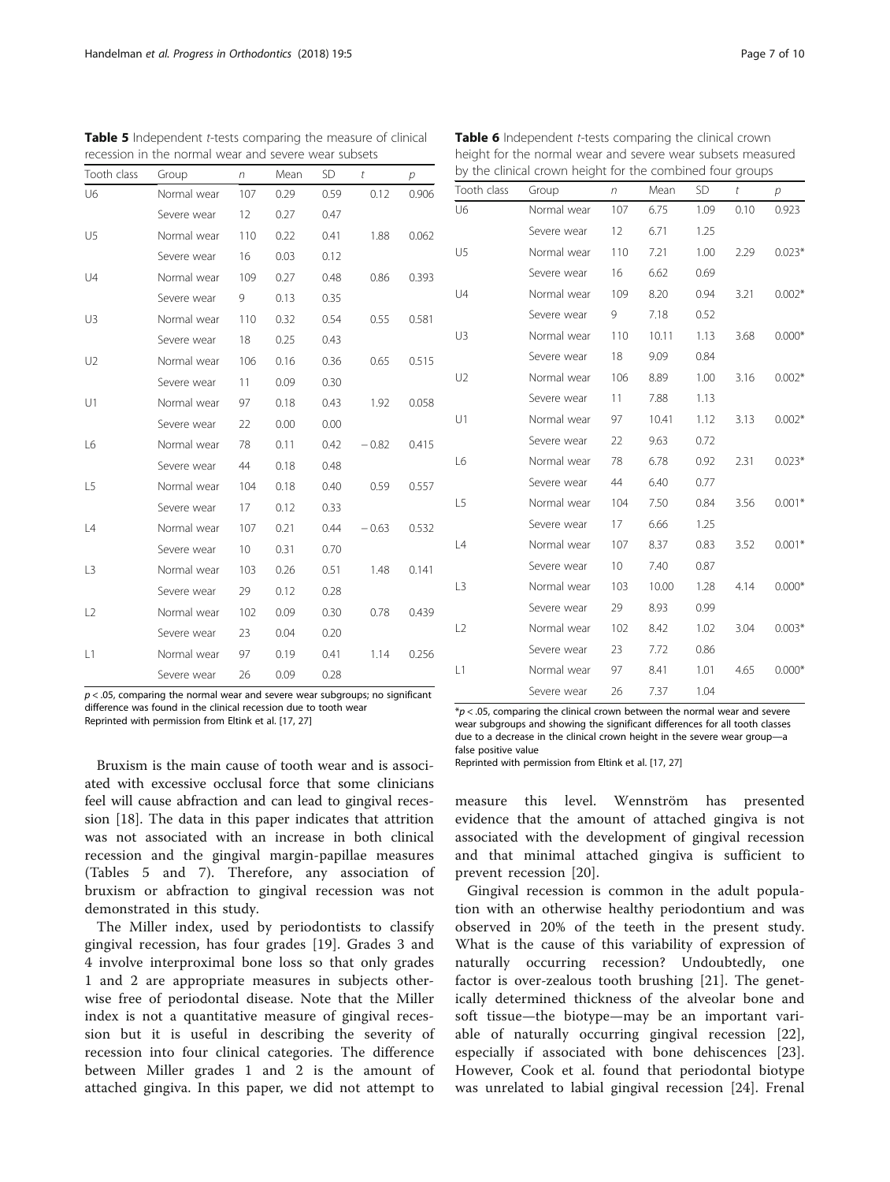**Table 5** Independent *t*-tests comparing the measure of clinical recession in the normal wear and severe wear subsets

| Tooth class | Group | *n* | Mean | SD | *t* | *p* |
|---|---|---|---|---|---|---|
| U6 | Normal wear | 107 | 0.29 | 0.59 | 0.12 | 0.906 |
| | Severe wear | 12 | 0.27 | 0.47 | | |
| U5 | Normal wear | 110 | 0.22 | 0.41 | 1.88 | 0.062 |
| | Severe wear | 16 | 0.03 | 0.12 | | |
| U4 | Normal wear | 109 | 0.27 | 0.48 | 0.86 | 0.393 |
| | Severe wear | 9 | 0.13 | 0.35 | | |
| U3 | Normal wear | 110 | 0.32 | 0.54 | 0.55 | 0.581 |
| | Severe wear | 18 | 0.25 | 0.43 | | |
| U2 | Normal wear | 106 | 0.16 | 0.36 | 0.65 | 0.515 |
| | Severe wear | 11 | 0.09 | 0.30 | | |
| U1 | Normal wear | 97 | 0.18 | 0.43 | 1.92 | 0.058 |
| | Severe wear | 22 | 0.00 | 0.00 | | |
| L6 | Normal wear | 78 | 0.11 | 0.42 | −0.82 | 0.415 |
| | Severe wear | 44 | 0.18 | 0.48 | | |
| L5 | Normal wear | 104 | 0.18 | 0.40 | 0.59 | 0.557 |
| | Severe wear | 17 | 0.12 | 0.33 | | |
| L4 | Normal wear | 107 | 0.21 | 0.44 | −0.63 | 0.532 |
| | Severe wear | 10 | 0.31 | 0.70 | | |
| L3 | Normal wear | 103 | 0.26 | 0.51 | 1.48 | 0.141 |
| | Severe wear | 29 | 0.12 | 0.28 | | |
| L2 | Normal wear | 102 | 0.09 | 0.30 | 0.78 | 0.439 |
| | Severe wear | 23 | 0.04 | 0.20 | | |
| L1 | Normal wear | 97 | 0.19 | 0.41 | 1.14 | 0.256 |
| | Severe wear | 26 | 0.09 | 0.28 | | |

$p < .05$, comparing the normal wear and severe wear subgroups; no significant difference was found in the clinical recession due to tooth wear
Reprinted with permission from Eltink et al. [17, 27]

**Table 6** Independent *t*-tests comparing the clinical crown height for the normal wear and severe wear subsets measured by the clinical crown height for the combined four groups

| Tooth class | Group | *n* | Mean | SD | *t* | *p* |
|---|---|---|---|---|---|---|
| U6 | Normal wear | 107 | 6.75 | 1.09 | 0.10 | 0.923 |
| | Severe wear | 12 | 6.71 | 1.25 | | |
| U5 | Normal wear | 110 | 7.21 | 1.00 | 2.29 | 0.023* |
| | Severe wear | 16 | 6.62 | 0.69 | | |
| U4 | Normal wear | 109 | 8.20 | 0.94 | 3.21 | 0.002* |
| | Severe wear | 9 | 7.18 | 0.52 | | |
| U3 | Normal wear | 110 | 10.11 | 1.13 | 3.68 | 0.000* |
| | Severe wear | 18 | 9.09 | 0.84 | | |
| U2 | Normal wear | 106 | 8.89 | 1.00 | 3.16 | 0.002* |
| | Severe wear | 11 | 7.88 | 1.13 | | |
| U1 | Normal wear | 97 | 10.41 | 1.12 | 3.13 | 0.002* |
| | Severe wear | 22 | 9.63 | 0.72 | | |
| L6 | Normal wear | 78 | 6.78 | 0.92 | 2.31 | 0.023* |
| | Severe wear | 44 | 6.40 | 0.77 | | |
| L5 | Normal wear | 104 | 7.50 | 0.84 | 3.56 | 0.001* |
| | Severe wear | 17 | 6.66 | 1.25 | | |
| L4 | Normal wear | 107 | 8.37 | 0.83 | 3.52 | 0.001* |
| | Severe wear | 10 | 7.40 | 0.87 | | |
| L3 | Normal wear | 103 | 10.00 | 1.28 | 4.14 | 0.000* |
| | Severe wear | 29 | 8.93 | 0.99 | | |
| L2 | Normal wear | 102 | 8.42 | 1.02 | 3.04 | 0.003* |
| | Severe wear | 23 | 7.72 | 0.86 | | |
| L1 | Normal wear | 97 | 8.41 | 1.01 | 4.65 | 0.000* |
| | Severe wear | 26 | 7.37 | 1.04 | | |

*$p < .05$, comparing the clinical crown between the normal wear and severe wear subgroups and showing the significant differences for all tooth classes due to a decrease in the clinical crown height in the severe wear group—a false positive value
Reprinted with permission from Eltink et al. [17, 27]

Bruxism is the main cause of tooth wear and is associated with excessive occlusal force that some clinicians feel will cause abfraction and can lead to gingival recession [18]. The data in this paper indicates that attrition was not associated with an increase in both clinical recession and the gingival margin-papillae measures (Tables 5 and 7). Therefore, any association of bruxism or abfraction to gingival recession was not demonstrated in this study.

The Miller index, used by periodontists to classify gingival recession, has four grades [19]. Grades 3 and 4 involve interproximal bone loss so that only grades 1 and 2 are appropriate measures in subjects otherwise free of periodontal disease. Note that the Miller index is not a quantitative measure of gingival recession but it is useful in describing the severity of recession into four clinical categories. The difference between Miller grades 1 and 2 is the amount of attached gingiva. In this paper, we did not attempt to measure this level. Wennström has presented evidence that the amount of attached gingiva is not associated with the development of gingival recession and that minimal attached gingiva is sufficient to prevent recession [20].

Gingival recession is common in the adult population with an otherwise healthy periodontium and was observed in 20% of the teeth in the present study. What is the cause of this variability of expression of naturally occurring recession? Undoubtedly, one factor is over-zealous tooth brushing [21]. The genetically determined thickness of the alveolar bone and soft tissue—the biotype—may be an important variable of naturally occurring gingival recession [22], especially if associated with bone dehiscences [23]. However, Cook et al. found that periodontal biotype was unrelated to labial gingival recession [24]. Frenal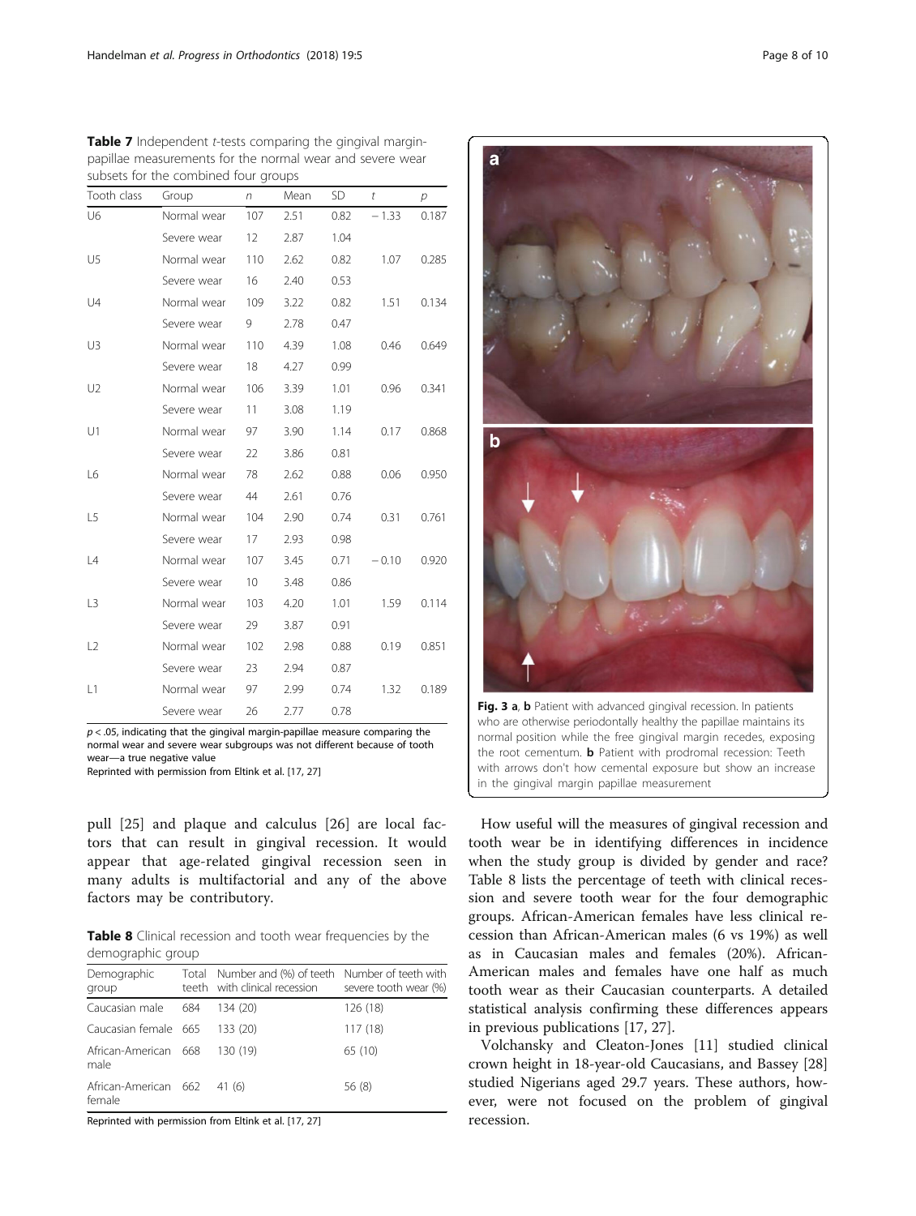**Table 7** Independent *t*-tests comparing the gingival margin-papillae measurements for the normal wear and severe wear subsets for the combined four groups

| Tooth class | Group | *n* | Mean | SD | *t* | *p* |
|---|---|---|---|---|---|---|
| U6 | Normal wear | 107 | 2.51 | 0.82 | − 1.33 | 0.187 |
| | Severe wear | 12 | 2.87 | 1.04 | | |
| U5 | Normal wear | 110 | 2.62 | 0.82 | 1.07 | 0.285 |
| | Severe wear | 16 | 2.40 | 0.53 | | |
| U4 | Normal wear | 109 | 3.22 | 0.82 | 1.51 | 0.134 |
| | Severe wear | 9 | 2.78 | 0.47 | | |
| U3 | Normal wear | 110 | 4.39 | 1.08 | 0.46 | 0.649 |
| | Severe wear | 18 | 4.27 | 0.99 | | |
| U2 | Normal wear | 106 | 3.39 | 1.01 | 0.96 | 0.341 |
| | Severe wear | 11 | 3.08 | 1.19 | | |
| U1 | Normal wear | 97 | 3.90 | 1.14 | 0.17 | 0.868 |
| | Severe wear | 22 | 3.86 | 0.81 | | |
| L6 | Normal wear | 78 | 2.62 | 0.88 | 0.06 | 0.950 |
| | Severe wear | 44 | 2.61 | 0.76 | | |
| L5 | Normal wear | 104 | 2.90 | 0.74 | 0.31 | 0.761 |
| | Severe wear | 17 | 2.93 | 0.98 | | |
| L4 | Normal wear | 107 | 3.45 | 0.71 | − 0.10 | 0.920 |
| | Severe wear | 10 | 3.48 | 0.86 | | |
| L3 | Normal wear | 103 | 4.20 | 1.01 | 1.59 | 0.114 |
| | Severe wear | 29 | 3.87 | 0.91 | | |
| L2 | Normal wear | 102 | 2.98 | 0.88 | 0.19 | 0.851 |
| | Severe wear | 23 | 2.94 | 0.87 | | |
| L1 | Normal wear | 97 | 2.99 | 0.74 | 1.32 | 0.189 |
| | Severe wear | 26 | 2.77 | 0.78 | | |

$p < .05$, indicating that the gingival margin-papilla measure comparing the normal wear and severe wear subgroups was not different because of tooth wear—a true negative value

Reprinted with permission from Eltink et al. [17, 27]

pull [25] and plaque and calculus [26] are local factors that can result in gingival recession. It would appear that age-related gingival recession seen in many adults is multifactorial and any of the above factors may be contributory.

**Table 8** Clinical recession and tooth wear frequencies by the demographic group

| Demographic group | Total teeth | Number and (%) of teeth with clinical recession | Number of teeth with severe tooth wear (%) |
|---|---|---|---|
| Caucasian male | 684 | 134 (20) | 126 (18) |
| Caucasian female | 665 | 133 (20) | 117 (18) |
| African-American male | 668 | 130 (19) | 65 (10) |
| African-American female | 662 | 41 (6) | 56 (8) |

Reprinted with permission from Eltink et al. [17, 27]

**Fig. 3 a**, **b** Patient with advanced gingival recession. In patients who are otherwise periodontally healthy the papillae maintains its normal position while the free gingival margin recedes, exposing the root cementum. **b** Patient with prodromal recession: Teeth with arrows don't how cemental exposure but show an increase in the gingival margin papillae measurement

How useful will the measures of gingival recession and tooth wear be in identifying differences in incidence when the study group is divided by gender and race? Table 8 lists the percentage of teeth with clinical recession and severe tooth wear for the four demographic groups. African-American females have less clinical recession than African-American males (6 vs 19%) as well as in Caucasian males and females (20%). African-American males and females have one half as much tooth wear as their Caucasian counterparts. A detailed statistical analysis confirming these differences appears in previous publications [17, 27].

Volchansky and Cleaton-Jones [11] studied clinical crown height in 18-year-old Caucasians, and Bassey [28] studied Nigerians aged 29.7 years. These authors, however, were not focused on the problem of gingival recession.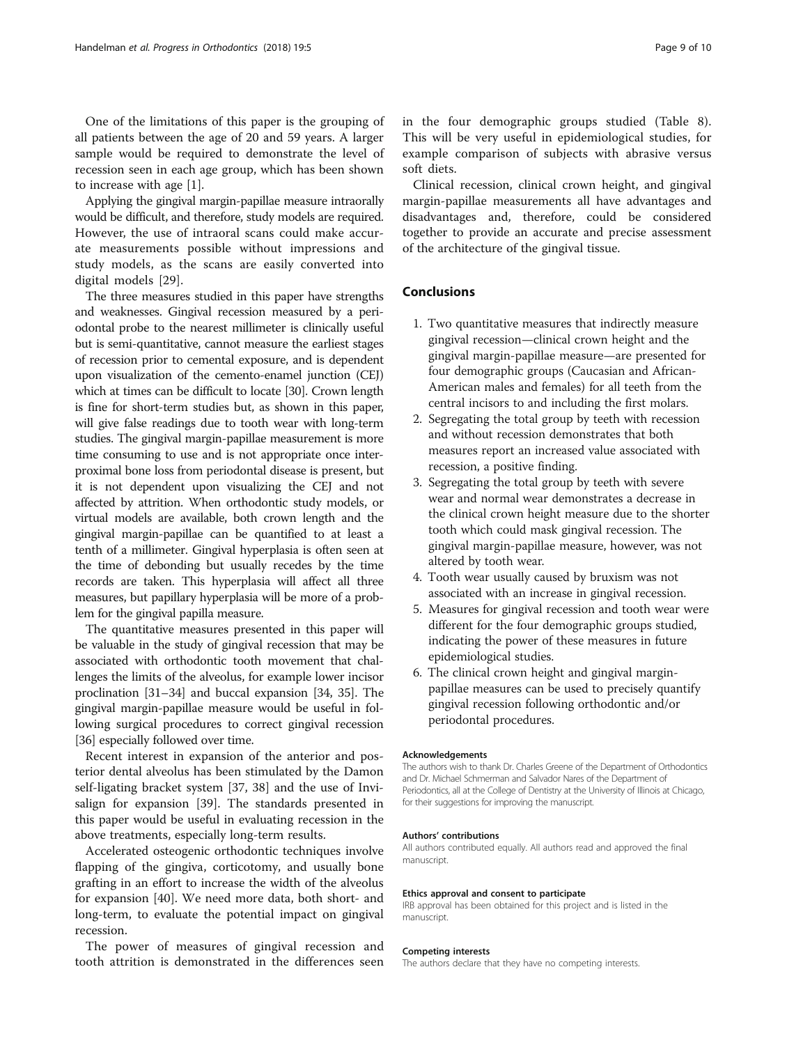One of the limitations of this paper is the grouping of all patients between the age of 20 and 59 years. A larger sample would be required to demonstrate the level of recession seen in each age group, which has been shown to increase with age [1].

Applying the gingival margin-papillae measure intraorally would be difficult, and therefore, study models are required. However, the use of intraoral scans could make accurate measurements possible without impressions and study models, as the scans are easily converted into digital models [29].

The three measures studied in this paper have strengths and weaknesses. Gingival recession measured by a periodontal probe to the nearest millimeter is clinically useful but is semi-quantitative, cannot measure the earliest stages of recession prior to cemental exposure, and is dependent upon visualization of the cemento-enamel junction (CEJ) which at times can be difficult to locate [30]. Crown length is fine for short-term studies but, as shown in this paper, will give false readings due to tooth wear with long-term studies. The gingival margin-papillae measurement is more time consuming to use and is not appropriate once interproximal bone loss from periodontal disease is present, but it is not dependent upon visualizing the CEJ and not affected by attrition. When orthodontic study models, or virtual models are available, both crown length and the gingival margin-papillae can be quantified to at least a tenth of a millimeter. Gingival hyperplasia is often seen at the time of debonding but usually recedes by the time records are taken. This hyperplasia will affect all three measures, but papillary hyperplasia will be more of a problem for the gingival papilla measure.

The quantitative measures presented in this paper will be valuable in the study of gingival recession that may be associated with orthodontic tooth movement that challenges the limits of the alveolus, for example lower incisor proclination [31–34] and buccal expansion [34, 35]. The gingival margin-papillae measure would be useful in following surgical procedures to correct gingival recession [36] especially followed over time.

Recent interest in expansion of the anterior and posterior dental alveolus has been stimulated by the Damon self-ligating bracket system [37, 38] and the use of Invisalign for expansion [39]. The standards presented in this paper would be useful in evaluating recession in the above treatments, especially long-term results.

Accelerated osteogenic orthodontic techniques involve flapping of the gingiva, corticotomy, and usually bone grafting in an effort to increase the width of the alveolus for expansion [40]. We need more data, both short- and long-term, to evaluate the potential impact on gingival recession.

The power of measures of gingival recession and tooth attrition is demonstrated in the differences seen in the four demographic groups studied (Table 8). This will be very useful in epidemiological studies, for example comparison of subjects with abrasive versus soft diets.

Clinical recession, clinical crown height, and gingival margin-papillae measurements all have advantages and disadvantages and, therefore, could be considered together to provide an accurate and precise assessment of the architecture of the gingival tissue.

## Conclusions

1. Two quantitative measures that indirectly measure gingival recession—clinical crown height and the gingival margin-papillae measure—are presented for four demographic groups (Caucasian and African-American males and females) for all teeth from the central incisors to and including the first molars.
2. Segregating the total group by teeth with recession and without recession demonstrates that both measures report an increased value associated with recession, a positive finding.
3. Segregating the total group by teeth with severe wear and normal wear demonstrates a decrease in the clinical crown height measure due to the shorter tooth which could mask gingival recession. The gingival margin-papillae measure, however, was not altered by tooth wear.
4. Tooth wear usually caused by bruxism was not associated with an increase in gingival recession.
5. Measures for gingival recession and tooth wear were different for the four demographic groups studied, indicating the power of these measures in future epidemiological studies.
6. The clinical crown height and gingival margin-papillae measures can be used to precisely quantify gingival recession following orthodontic and/or periodontal procedures.

#### Acknowledgements

The authors wish to thank Dr. Charles Greene of the Department of Orthodontics and Dr. Michael Schmerman and Salvador Nares of the Department of Periodontics, all at the College of Dentistry at the University of Illinois at Chicago, for their suggestions for improving the manuscript.

#### Authors' contributions

All authors contributed equally. All authors read and approved the final manuscript.

#### Ethics approval and consent to participate

IRB approval has been obtained for this project and is listed in the manuscript.

#### Competing interests

The authors declare that they have no competing interests.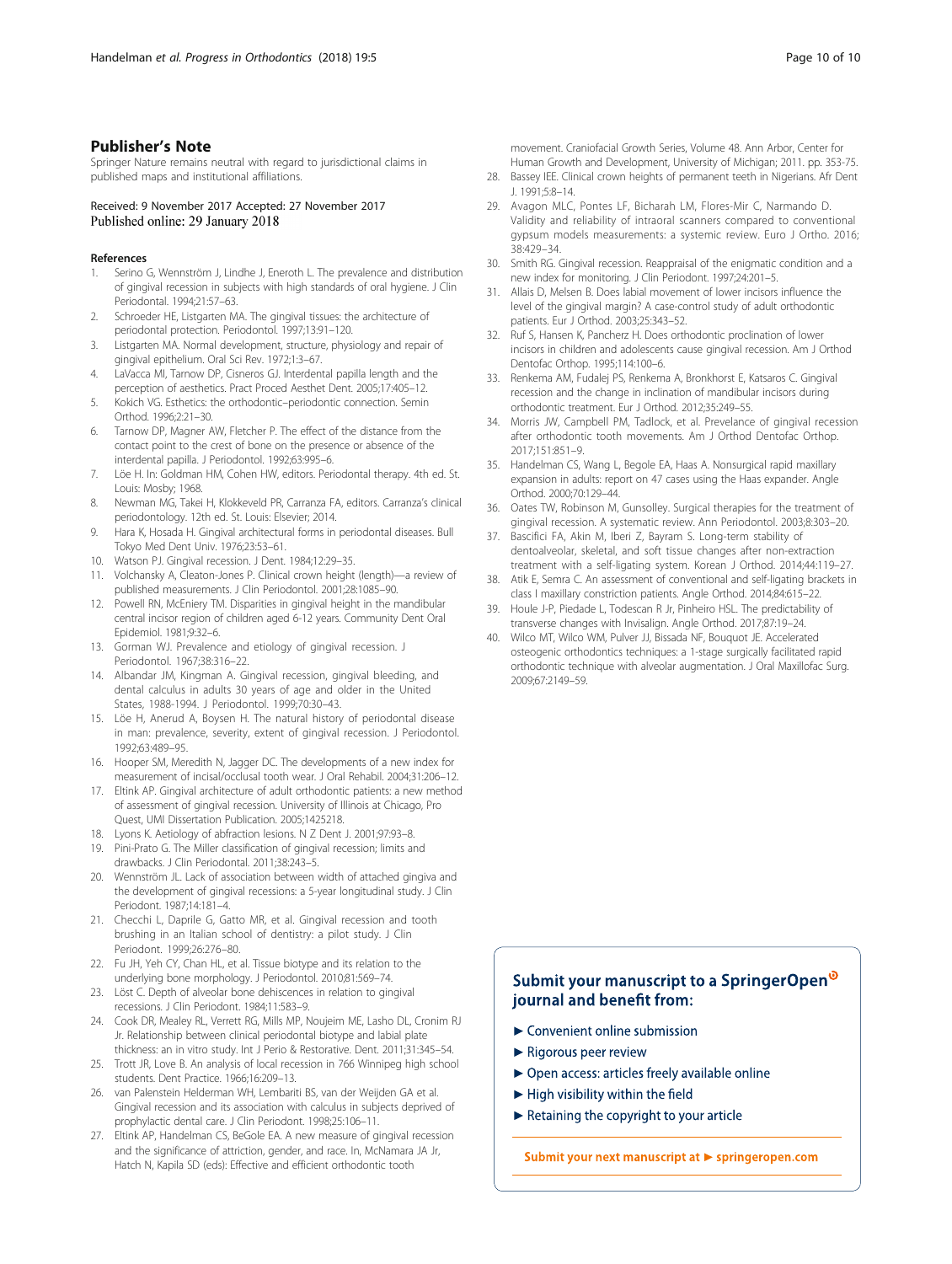## Publisher's Note

Springer Nature remains neutral with regard to jurisdictional claims in published maps and institutional affiliations.

Received: 9 November 2017 Accepted: 27 November 2017
Published online: 29 January 2018

### References

1. Serino G, Wennström J, Lindhe J, Eneroth L. The prevalence and distribution of gingival recession in subjects with high standards of oral hygiene. J Clin Periodontal. 1994;21:57–63.
2. Schroeder HE, Listgarten MA. The gingival tissues: the architecture of periodontal protection. Periodontol. 1997;13:91–120.
3. Listgarten MA. Normal development, structure, physiology and repair of gingival epithelium. Oral Sci Rev. 1972;1:3–67.
4. LaVacca MI, Tarnow DP, Cisneros GJ. Interdental papilla length and the perception of aesthetics. Pract Proced Aesthet Dent. 2005;17:405–12.
5. Kokich VG. Esthetics: the orthodontic–periodontic connection. Semin Orthod. 1996;2:21–30.
6. Tarnow DP, Magner AW, Fletcher P. The effect of the distance from the contact point to the crest of bone on the presence or absence of the interdental papilla. J Periodontol. 1992;63:995–6.
7. Löe H. In: Goldman HM, Cohen HW, editors. Periodontal therapy. 4th ed. St. Louis: Mosby; 1968.
8. Newman MG, Takei H, Klokkeveld PR, Carranza FA, editors. Carranza's clinical periodontology. 12th ed. St. Louis: Elsevier; 2014.
9. Hara K, Hosada H. Gingival architectural forms in periodontal diseases. Bull Tokyo Med Dent Univ. 1976;23:53–61.
10. Watson PJ. Gingival recession. J Dent. 1984;12:29–35.
11. Volchansky A, Cleaton-Jones P. Clinical crown height (length)—a review of published measurements. J Clin Periodontol. 2001;28:1085–90.
12. Powell RN, McEniery TM. Disparities in gingival height in the mandibular central incisor region of children aged 6-12 years. Community Dent Oral Epidemiol. 1981;9:32–6.
13. Gorman WJ. Prevalence and etiology of gingival recession. J Periodontol. 1967;38:316–22.
14. Albandar JM, Kingman A. Gingival recession, gingival bleeding, and dental calculus in adults 30 years of age and older in the United States, 1988-1994. J Periodontol. 1999;70:30–43.
15. Löe H, Anerud A, Boysen H. The natural history of periodontal disease in man: prevalence, severity, extent of gingival recession. J Periodontol. 1992;63:489–95.
16. Hooper SM, Meredith N, Jagger DC. The developments of a new index for measurement of incisal/occlusal tooth wear. J Oral Rehabil. 2004;31:206–12.
17. Eltink AP. Gingival architecture of adult orthodontic patients: a new method of assessment of gingival recession. University of Illinois at Chicago, Pro Quest, UMI Dissertation Publication. 2005;1425218.
18. Lyons K. Aetiology of abfraction lesions. N Z Dent J. 2001;97:93–8.
19. Pini-Prato G. The Miller classification of gingival recession; limits and drawbacks. J Clin Periodontal. 2011;38:243–5.
20. Wennström JL. Lack of association between width of attached gingiva and the development of gingival recessions: a 5-year longitudinal study. J Clin Periodont. 1987;14:181–4.
21. Checchi L, Daprile G, Gatto MR, et al. Gingival recession and tooth brushing in an Italian school of dentistry: a pilot study. J Clin Periodont. 1999;26:276–80.
22. Fu JH, Yeh CY, Chan HL, et al. Tissue biotype and its relation to the underlying bone morphology. J Periodontol. 2010;81:569–74.
23. Löst C. Depth of alveolar bone dehiscences in relation to gingival recessions. J Clin Periodont. 1984;11:583–9.
24. Cook DR, Mealey RL, Verrett RG, Mills MP, Noujeim ME, Lasho DL, Cronim RJ Jr. Relationship between clinical periodontal biotype and labial plate thickness: an in vitro study. Int J Perio & Restorative. Dent. 2011;31:345–54.
25. Trott JR, Love B. An analysis of local recession in 766 Winnipeg high school students. Dent Practice. 1966;16:209–13.
26. van Palenstein Helderman WH, Lembariti BS, van der Weijden GA et al. Gingival recession and its association with calculus in subjects deprived of prophylactic dental care. J Clin Periodont. 1998;25:106–11.
27. Eltink AP, Handelman CS, BeGole EA. A new measure of gingival recession and the significance of attrition, gender, and race. In, McNamara JA Jr, Hatch N, Kapila SD (eds): Effective and efficient orthodontic tooth movement. Craniofacial Growth Series, Volume 48. Ann Arbor, Center for Human Growth and Development, University of Michigan; 2011. pp. 353-75.
28. Bassey IEE. Clinical crown heights of permanent teeth in Nigerians. Afr Dent J. 1991;5:8–14.
29. Avagon MLC, Pontes LF, Bicharah LM, Flores-Mir C, Narmando D. Validity and reliability of intraoral scanners compared to conventional gypsum models measurements: a systemic review. Euro J Ortho. 2016;38:429–34.
30. Smith RG. Gingival recession. Reappraisal of the enigmatic condition and a new index for monitoring. J Clin Periodont. 1997;24:201–5.
31. Allais D, Melsen B. Does labial movement of lower incisors influence the level of the gingival margin? A case-control study of adult orthodontic patients. Eur J Orthod. 2003;25:343–52.
32. Ruf S, Hansen K, Pancherz H. Does orthodontic proclination of lower incisors in children and adolescents cause gingival recession. Am J Orthod Dentofac Orthop. 1995;114:100–6.
33. Renkema AM, Fudalej PS, Renkema A, Bronkhorst E, Katsaros C. Gingival recession and the change in inclination of mandibular incisors during orthodontic treatment. Eur J Orthod. 2012;35:249–55.
34. Morris JW, Campbell PM, Tadlock, et al. Prevelance of gingival recession after orthodontic tooth movements. Am J Orthod Dentofac Orthop. 2017;151:851–9.
35. Handelman CS, Wang L, Begole EA, Haas A. Nonsurgical rapid maxillary expansion in adults: report on 47 cases using the Haas expander. Angle Orthod. 2000;70:129–44.
36. Oates TW, Robinson M, Gunsolley. Surgical therapies for the treatment of gingival recession. A systematic review. Ann Periodontol. 2003;8:303–20.
37. Bascifici FA, Akin M, Iberi Z, Bayram S. Long-term stability of dentoalveolar, skeletal, and soft tissue changes after non-extraction treatment with a self-ligating system. Korean J Orthod. 2014;44:119–27.
38. Atik E, Semra C. An assessment of conventional and self-ligating brackets in class I maxillary constriction patients. Angle Orthod. 2014;84:615–22.
39. Houle J-P, Piedade L, Todescan R Jr, Pinheiro HSL. The predictability of transverse changes with Invisalign. Angle Orthod. 2017;87:19–24.
40. Wilco MT, Wilco WM, Pulver JJ, Bissada NF, Bouquot JE. Accelerated osteogenic orthodontics techniques: a 1-stage surgically facilitated rapid orthodontic technique with alveolar augmentation. J Oral Maxillofac Surg. 2009;67:2149–59.

**Submit your manuscript to a SpringerOpen journal and benefit from:**

- ► Convenient online submission
- ► Rigorous peer review
- ► Open access: articles freely available online
- ► High visibility within the field
- ► Retaining the copyright to your article

**Submit your next manuscript at ► springeropen.com**